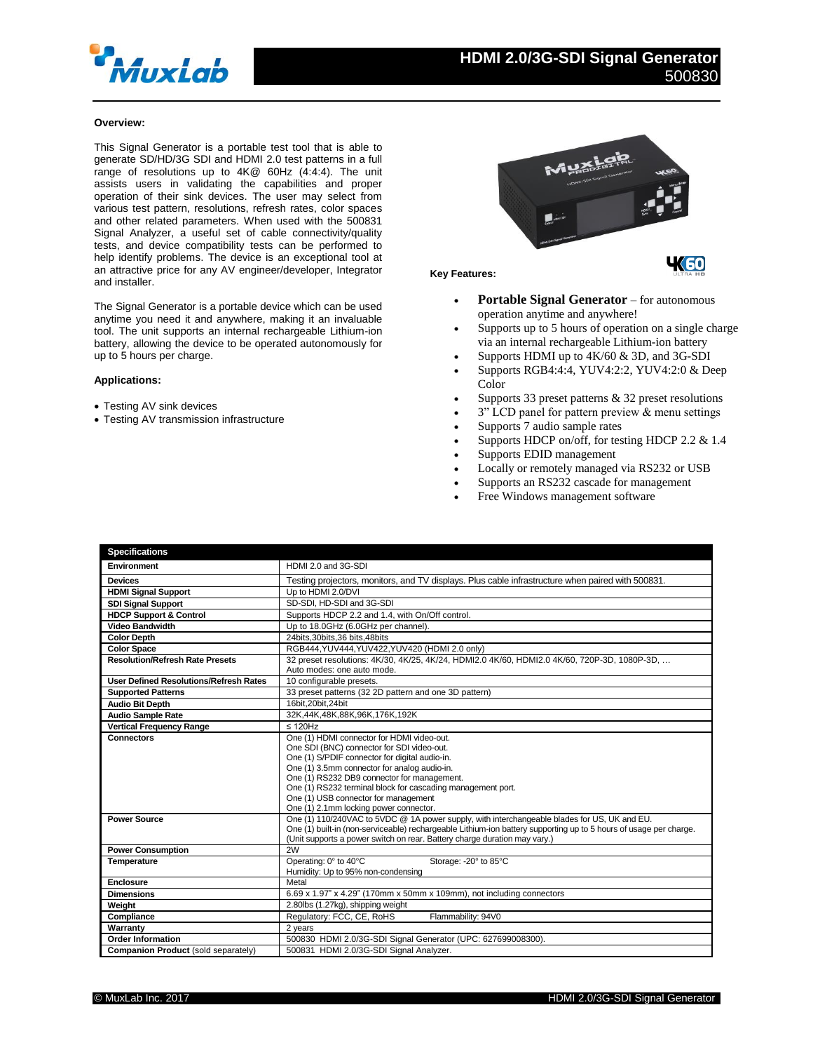# HDMI 2.0/3G-SDI Signal Generator
500830

**Overview:**

This Signal Generator is a portable test tool that is able to generate SD/HD/3G SDI and HDMI 2.0 test patterns in a full range of resolutions up to 4K@ 60Hz (4:4:4). The unit assists users in validating the capabilities and proper operation of their sink devices. The user may select from various test pattern, resolutions, refresh rates, color spaces and other related parameters. When used with the 500831 Signal Analyzer, a useful set of cable connectivity/quality tests, and device compatibility tests can be performed to help identify problems. The device is an exceptional tool at an attractive price for any AV engineer/developer, Integrator and installer.

The Signal Generator is a portable device which can be used anytime you need it and anywhere, making it an invaluable tool. The unit supports an internal rechargeable Lithium-ion battery, allowing the device to be operated autonomously for up to 5 hours per charge.

**Applications:**

- Testing AV sink devices
- Testing AV transmission infrastructure

**Key Features:**

- **Portable Signal Generator** – for autonomous operation anytime and anywhere!
- Supports up to 5 hours of operation on a single charge via an internal rechargeable Lithium-ion battery
- Supports HDMI up to 4K/60 & 3D, and 3G-SDI
- Supports RGB4:4:4, YUV4:2:2, YUV4:2:0 & Deep Color
- Supports 33 preset patterns & 32 preset resolutions
- 3" LCD panel for pattern preview & menu settings
- Supports 7 audio sample rates
- Supports HDCP on/off, for testing HDCP 2.2 & 1.4
- Supports EDID management
- Locally or remotely managed via RS232 or USB
- Supports an RS232 cascade for management
- Free Windows management software

| Specifications | |
|---|---|
| **Environment** | HDMI 2.0 and 3G-SDI |
| **Devices** | Testing projectors, monitors, and TV displays. Plus cable infrastructure when paired with 500831. |
| **HDMI Signal Support** | Up to HDMI 2.0/DVI |
| **SDI Signal Support** | SD-SDI, HD-SDI and 3G-SDI |
| **HDCP Support & Control** | Supports HDCP 2.2 and 1.4, with On/Off control. |
| **Video Bandwidth** | Up to 18.0GHz (6.0GHz per channel). |
| **Color Depth** | 24bits,30bits,36 bits,48bits |
| **Color Space** | RGB444,YUV444,YUV422,YUV420 (HDMI 2.0 only) |
| **Resolution/Refresh Rate Presets** | 32 preset resolutions: 4K/30, 4K/25, 4K/24, HDMI2.0 4K/60, HDMI2.0 4K/60, 720P-3D, 1080P-3D, … Auto modes: one auto mode. |
| **User Defined Resolutions/Refresh Rates** | 10 configurable presets. |
| **Supported Patterns** | 33 preset patterns (32 2D pattern and one 3D pattern) |
| **Audio Bit Depth** | 16bit,20bit,24bit |
| **Audio Sample Rate** | 32K,44K,48K,88K,96K,176K,192K |
| **Vertical Frequency Range** | ≤ 120Hz |
| **Connectors** | One (1) HDMI connector for HDMI video-out.<br>One SDI (BNC) connector for SDI video-out.<br>One (1) S/PDIF connector for digital audio-in.<br>One (1) 3.5mm connector for analog audio-in.<br>One (1) RS232 DB9 connector for management.<br>One (1) RS232 terminal block for cascading management port.<br>One (1) USB connector for management<br>One (1) 2.1mm locking power connector. |
| **Power Source** | One (1) 110/240VAC to 5VDC @ 1A power supply, with interchangeable blades for US, UK and EU.<br>One (1) built-in (non-serviceable) rechargeable Lithium-ion battery supporting up to 5 hours of usage per charge. (Unit supports a power switch on rear. Battery charge duration may vary.) |
| **Power Consumption** | 2W |
| **Temperature** | Operating: 0° to 40°C Storage: -20° to 85°C<br>Humidity: Up to 95% non-condensing |
| **Enclosure** | Metal |
| **Dimensions** | 6.69 x 1.97" x 4.29" (170mm x 50mm x 109mm), not including connectors |
| **Weight** | 2.80lbs (1.27kg), shipping weight |
| **Compliance** | Regulatory: FCC, CE, RoHS Flammability: 94V0 |
| **Warranty** | 2 years |
| **Order Information** | 500830 HDMI 2.0/3G-SDI Signal Generator (UPC: 627699008300). |
| **Companion Product** (sold separately) | 500831 HDMI 2.0/3G-SDI Signal Analyzer. |

© MuxLab Inc. 2017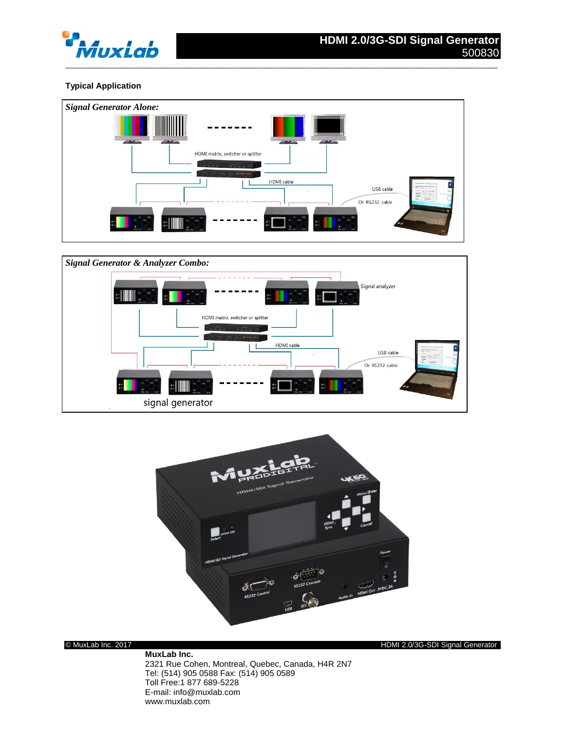### Typical Application

***Signal Generator Alone:***

HDMI matrix, switcher or splitter

HDMI cable

USB cable

Or RS232 cable

***Signal Generator & Analyzer Combo:***

Signal analyzer

HDMI matrix, switcher or splitter

HDMI cable

USB cable

Or RS232 cable

signal generator

**MuxLab Inc.**
2321 Rue Cohen, Montreal, Quebec, Canada, H4R 2N7
Tel: (514) 905 0588 Fax: (514) 905 0589
Toll Free:1 877 689-5228
E-mail: info@muxlab.com
www.muxlab.com